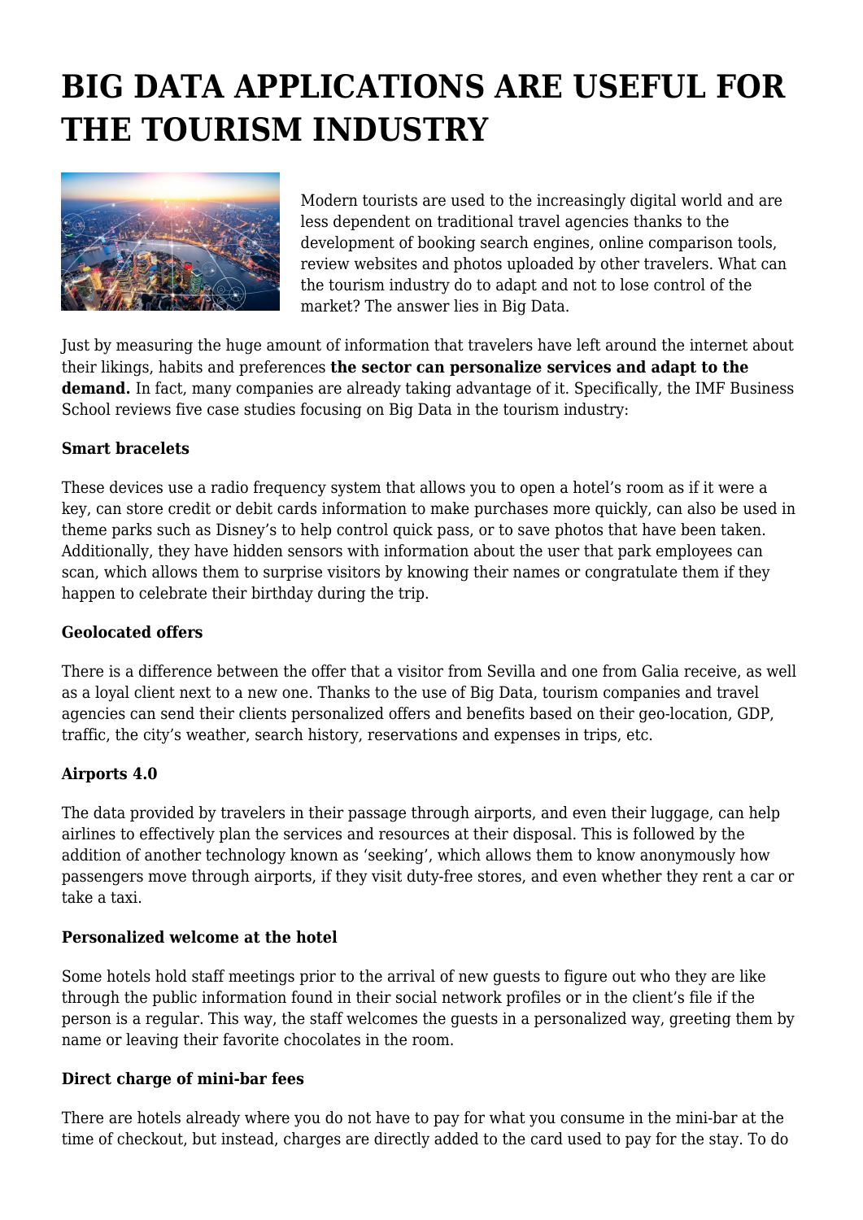# BIG DATA APPLICATIONS ARE USEFUL FOR THE TOURISM INDUSTRY

Modern tourists are used to the increasingly digital world and are less dependent on traditional travel agencies thanks to the development of booking search engines, online comparison tools, review websites and photos uploaded by other travelers. What can the tourism industry do to adapt and not to lose control of the market? The answer lies in Big Data.

Just by measuring the huge amount of information that travelers have left around the internet about their likings, habits and preferences **the sector can personalize services and adapt to the demand.** In fact, many companies are already taking advantage of it. Specifically, the IMF Business School reviews five case studies focusing on Big Data in the tourism industry:

**Smart bracelets**

These devices use a radio frequency system that allows you to open a hotel's room as if it were a key, can store credit or debit cards information to make purchases more quickly, can also be used in theme parks such as Disney's to help control quick pass, or to save photos that have been taken. Additionally, they have hidden sensors with information about the user that park employees can scan, which allows them to surprise visitors by knowing their names or congratulate them if they happen to celebrate their birthday during the trip.

**Geolocated offers**

There is a difference between the offer that a visitor from Sevilla and one from Galia receive, as well as a loyal client next to a new one. Thanks to the use of Big Data, tourism companies and travel agencies can send their clients personalized offers and benefits based on their geo-location, GDP, traffic, the city's weather, search history, reservations and expenses in trips, etc.

**Airports 4.0**

The data provided by travelers in their passage through airports, and even their luggage, can help airlines to effectively plan the services and resources at their disposal. This is followed by the addition of another technology known as 'seeking', which allows them to know anonymously how passengers move through airports, if they visit duty-free stores, and even whether they rent a car or take a taxi.

**Personalized welcome at the hotel**

Some hotels hold staff meetings prior to the arrival of new guests to figure out who they are like through the public information found in their social network profiles or in the client's file if the person is a regular. This way, the staff welcomes the guests in a personalized way, greeting them by name or leaving their favorite chocolates in the room.

**Direct charge of mini-bar fees**

There are hotels already where you do not have to pay for what you consume in the mini-bar at the time of checkout, but instead, charges are directly added to the card used to pay for the stay. To do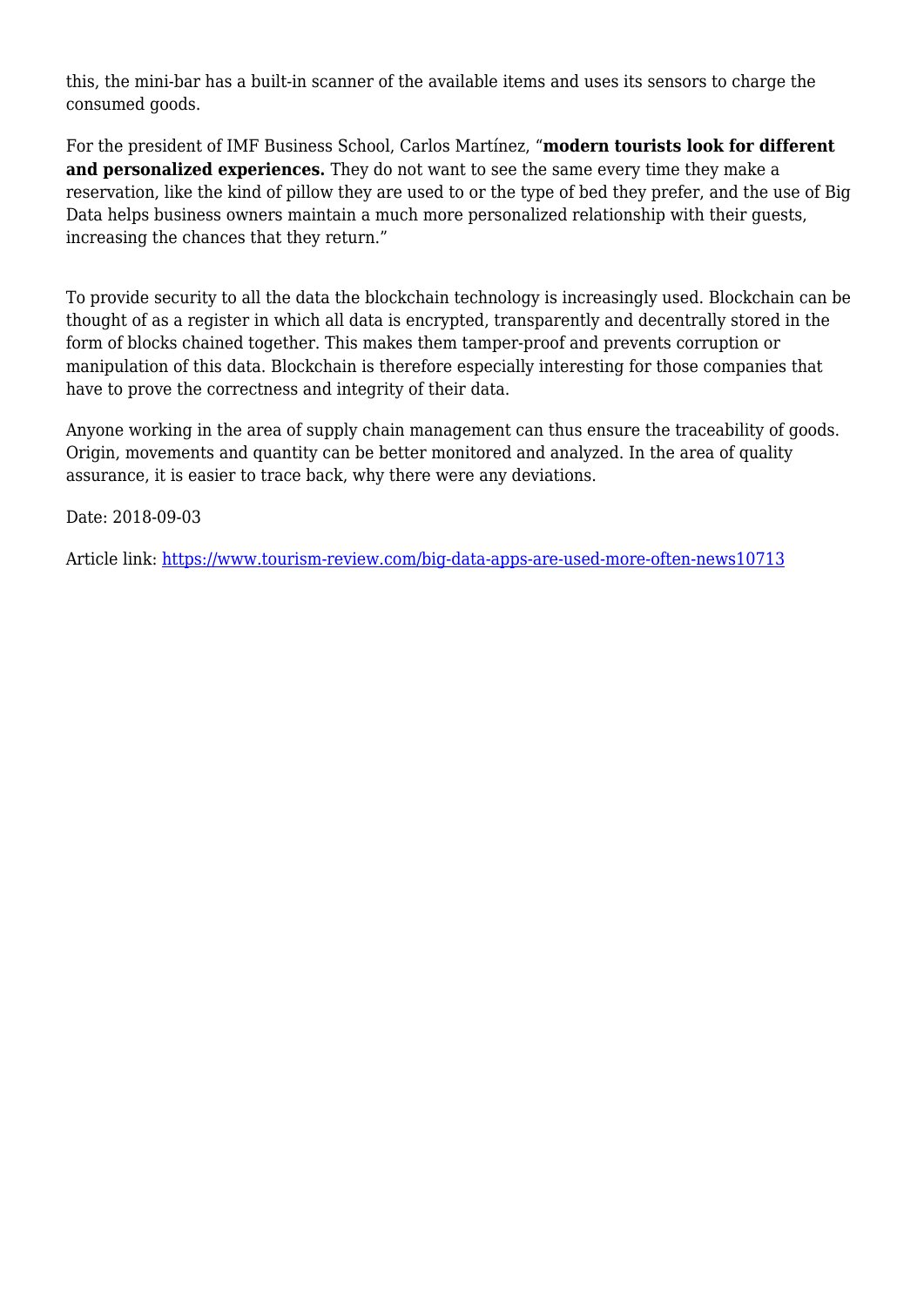this, the mini-bar has a built-in scanner of the available items and uses its sensors to charge the consumed goods.

For the president of IMF Business School, Carlos Martínez, "**modern tourists look for different and personalized experiences.** They do not want to see the same every time they make a reservation, like the kind of pillow they are used to or the type of bed they prefer, and the use of Big Data helps business owners maintain a much more personalized relationship with their guests, increasing the chances that they return."

To provide security to all the data the blockchain technology is increasingly used. Blockchain can be thought of as a register in which all data is encrypted, transparently and decentrally stored in the form of blocks chained together. This makes them tamper-proof and prevents corruption or manipulation of this data. Blockchain is therefore especially interesting for those companies that have to prove the correctness and integrity of their data.

Anyone working in the area of supply chain management can thus ensure the traceability of goods. Origin, movements and quantity can be better monitored and analyzed. In the area of quality assurance, it is easier to trace back, why there were any deviations.

Date: 2018-09-03

Article link: [https://www.tourism-review.com/big-data-apps-are-used-more-often-news10713](https://www.tourism-review.com/big-data-apps-are-used-more-often-news10713)